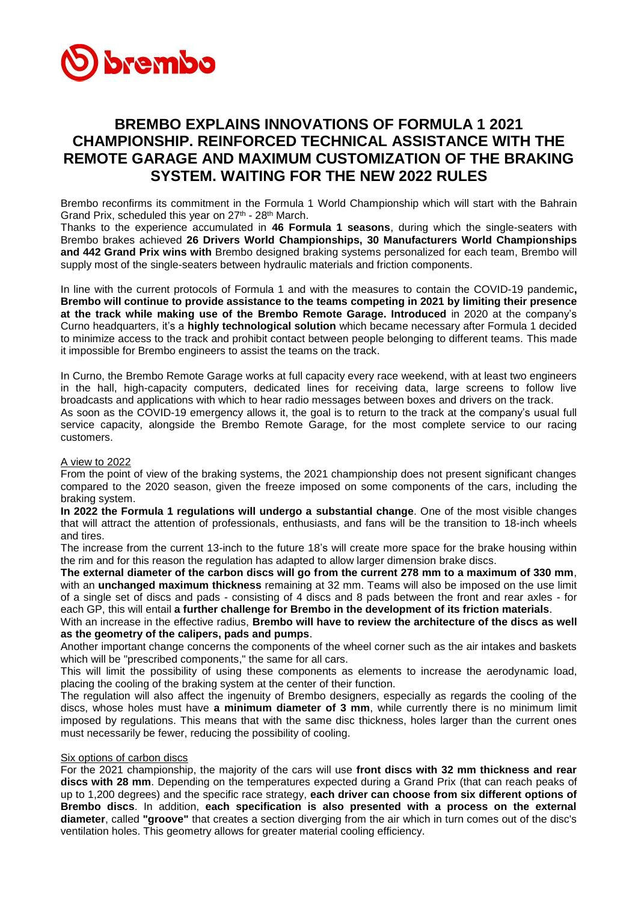# BREMBO EXPLAINS INNOVATIONS OF FORMULA 1 2021 CHAMPIONSHIP. REINFORCED TECHNICAL ASSISTANCE WITH THE REMOTE GARAGE AND MAXIMUM CUSTOMIZATION OF THE BRAKING SYSTEM. WAITING FOR THE NEW 2022 RULES

Brembo reconfirms its commitment in the Formula 1 World Championship which will start with the Bahrain Grand Prix, scheduled this year on 27th - 28th March.

Thanks to the experience accumulated in **46 Formula 1 seasons**, during which the single-seaters with Brembo brakes achieved **26 Drivers World Championships, 30 Manufacturers World Championships and 442 Grand Prix wins with** Brembo designed braking systems personalized for each team, Brembo will supply most of the single-seaters between hydraulic materials and friction components.

In line with the current protocols of Formula 1 and with the measures to contain the COVID-19 pandemic**, Brembo will continue to provide assistance to the teams competing in 2021 by limiting their presence at the track while making use of the Brembo Remote Garage. Introduced** in 2020 at the company's Curno headquarters, it's a **highly technological solution** which became necessary after Formula 1 decided to minimize access to the track and prohibit contact between people belonging to different teams. This made it impossible for Brembo engineers to assist the teams on the track.

In Curno, the Brembo Remote Garage works at full capacity every race weekend, with at least two engineers in the hall, high-capacity computers, dedicated lines for receiving data, large screens to follow live broadcasts and applications with which to hear radio messages between boxes and drivers on the track.

As soon as the COVID-19 emergency allows it, the goal is to return to the track at the company's usual full service capacity, alongside the Brembo Remote Garage, for the most complete service to our racing customers.

## A view to 2022

From the point of view of the braking systems, the 2021 championship does not present significant changes compared to the 2020 season, given the freeze imposed on some components of the cars, including the braking system.

**In 2022 the Formula 1 regulations will undergo a substantial change**. One of the most visible changes that will attract the attention of professionals, enthusiasts, and fans will be the transition to 18-inch wheels and tires.

The increase from the current 13-inch to the future 18's will create more space for the brake housing within the rim and for this reason the regulation has adapted to allow larger dimension brake discs.

**The external diameter of the carbon discs will go from the current 278 mm to a maximum of 330 mm**, with an **unchanged maximum thickness** remaining at 32 mm. Teams will also be imposed on the use limit of a single set of discs and pads - consisting of 4 discs and 8 pads between the front and rear axles - for each GP, this will entail **a further challenge for Brembo in the development of its friction materials**.

With an increase in the effective radius, **Brembo will have to review the architecture of the discs as well as the geometry of the calipers, pads and pumps**.

Another important change concerns the components of the wheel corner such as the air intakes and baskets which will be "prescribed components," the same for all cars.

This will limit the possibility of using these components as elements to increase the aerodynamic load, placing the cooling of the braking system at the center of their function.

The regulation will also affect the ingenuity of Brembo designers, especially as regards the cooling of the discs, whose holes must have **a minimum diameter of 3 mm**, while currently there is no minimum limit imposed by regulations. This means that with the same disc thickness, holes larger than the current ones must necessarily be fewer, reducing the possibility of cooling.

## Six options of carbon discs

For the 2021 championship, the majority of the cars will use **front discs with 32 mm thickness and rear discs with 28 mm**. Depending on the temperatures expected during a Grand Prix (that can reach peaks of up to 1,200 degrees) and the specific race strategy, **each driver can choose from six different options of Brembo discs**. In addition, **each specification is also presented with a process on the external diameter**, called **"groove"** that creates a section diverging from the air which in turn comes out of the disc's ventilation holes. This geometry allows for greater material cooling efficiency.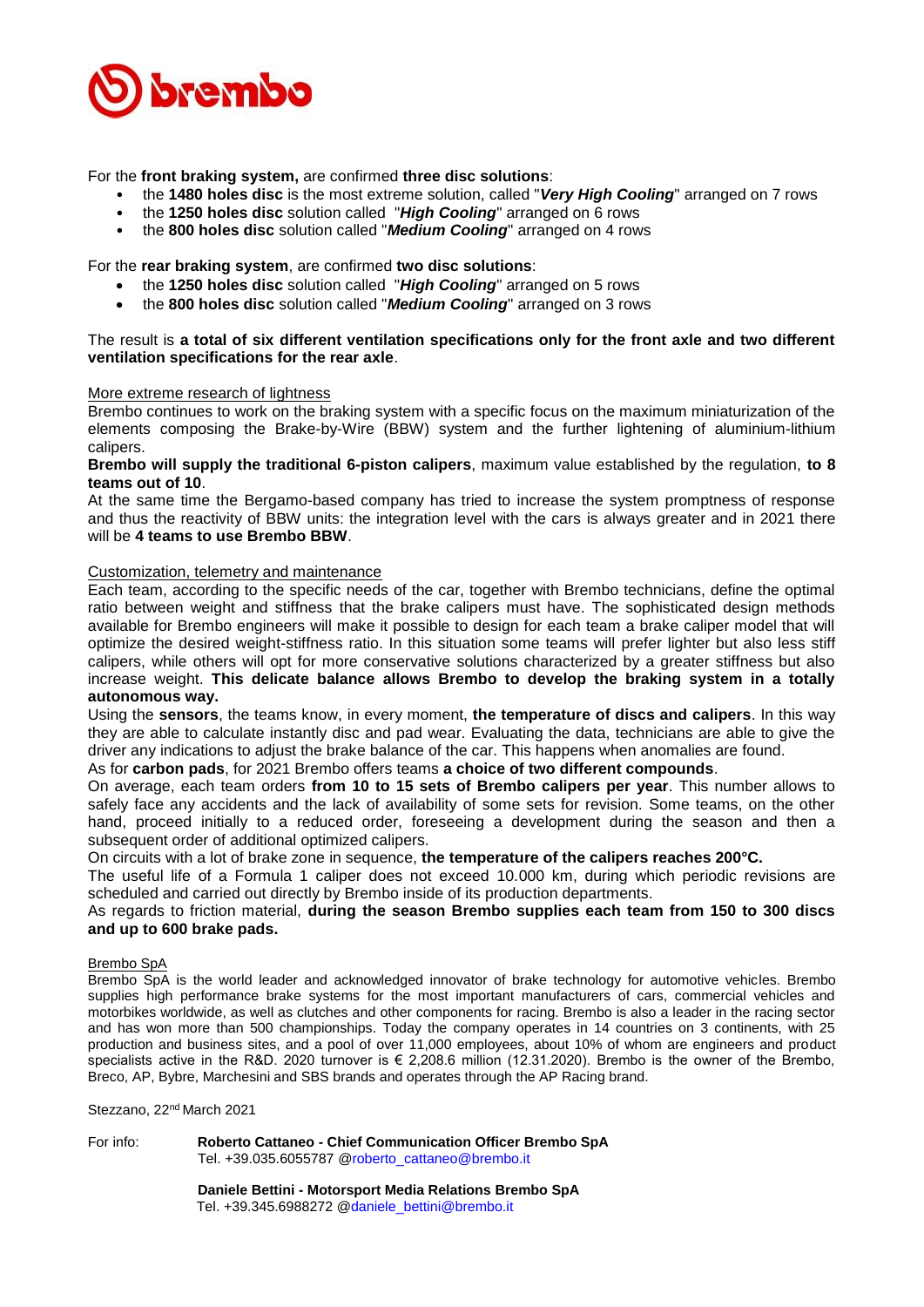For the **front braking system,** are confirmed **three disc solutions**:

- the **1480 holes disc** is the most extreme solution, called "***Very High Cooling***" arranged on 7 rows
- the **1250 holes disc** solution called "***High Cooling***" arranged on 6 rows
- the **800 holes disc** solution called "***Medium Cooling***" arranged on 4 rows

For the **rear braking system**, are confirmed **two disc solutions**:

- the **1250 holes disc** solution called "***High Cooling***" arranged on 5 rows
- the **800 holes disc** solution called "***Medium Cooling***" arranged on 3 rows

The result is **a total of six different ventilation specifications only for the front axle and two different ventilation specifications for the rear axle**.

More extreme research of lightness

Brembo continues to work on the braking system with a specific focus on the maximum miniaturization of the elements composing the Brake-by-Wire (BBW) system and the further lightening of aluminium-lithium calipers.

**Brembo will supply the traditional 6-piston calipers**, maximum value established by the regulation, **to 8 teams out of 10**.

At the same time the Bergamo-based company has tried to increase the system promptness of response and thus the reactivity of BBW units: the integration level with the cars is always greater and in 2021 there will be **4 teams to use Brembo BBW**.

Customization, telemetry and maintenance

Each team, according to the specific needs of the car, together with Brembo technicians, define the optimal ratio between weight and stiffness that the brake calipers must have. The sophisticated design methods available for Brembo engineers will make it possible to design for each team a brake caliper model that will optimize the desired weight-stiffness ratio. In this situation some teams will prefer lighter but also less stiff calipers, while others will opt for more conservative solutions characterized by a greater stiffness but also increase weight. **This delicate balance allows Brembo to develop the braking system in a totally autonomous way.**

Using the **sensors**, the teams know, in every moment, **the temperature of discs and calipers**. In this way they are able to calculate instantly disc and pad wear. Evaluating the data, technicians are able to give the driver any indications to adjust the brake balance of the car. This happens when anomalies are found.

As for **carbon pads**, for 2021 Brembo offers teams **a choice of two different compounds**.

On average, each team orders **from 10 to 15 sets of Brembo calipers per year**. This number allows to safely face any accidents and the lack of availability of some sets for revision. Some teams, on the other hand, proceed initially to a reduced order, foreseeing a development during the season and then a subsequent order of additional optimized calipers.

On circuits with a lot of brake zone in sequence, **the temperature of the calipers reaches 200°C.**

The useful life of a Formula 1 caliper does not exceed 10.000 km, during which periodic revisions are scheduled and carried out directly by Brembo inside of its production departments.

As regards to friction material, **during the season Brembo supplies each team from 150 to 300 discs and up to 600 brake pads.**

Brembo SpA

Brembo SpA is the world leader and acknowledged innovator of brake technology for automotive vehicles. Brembo supplies high performance brake systems for the most important manufacturers of cars, commercial vehicles and motorbikes worldwide, as well as clutches and other components for racing. Brembo is also a leader in the racing sector and has won more than 500 championships. Today the company operates in 14 countries on 3 continents, with 25 production and business sites, and a pool of over 11,000 employees, about 10% of whom are engineers and product specialists active in the R&D. 2020 turnover is € 2,208.6 million (12.31.2020). Brembo is the owner of the Brembo, Breco, AP, Bybre, Marchesini and SBS brands and operates through the AP Racing brand.

Stezzano, 22nd March 2021

For info: **Roberto Cattaneo - Chief Communication Officer Brembo SpA**
Tel. +39.035.6055787 @roberto_cattaneo@brembo.it

**Daniele Bettini - Motorsport Media Relations Brembo SpA**
Tel. +39.345.6988272 @daniele_bettini@brembo.it